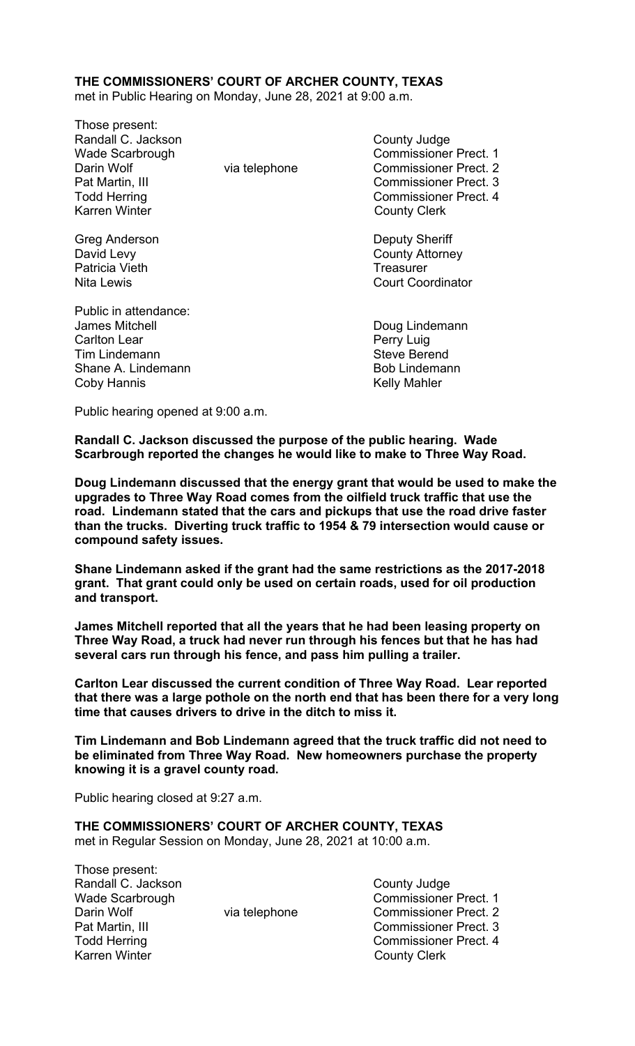**THE COMMISSIONERS' COURT OF ARCHER COUNTY, TEXAS**
met in Public Hearing on Monday, June 28, 2021 at 9:00 a.m.

Those present:

| | | |
|---|---|---|
| Randall C. Jackson | | County Judge |
| Wade Scarbrough | | Commissioner Prect. 1 |
| Darin Wolf | via telephone | Commissioner Prect. 2 |
| Pat Martin, III | | Commissioner Prect. 3 |
| Todd Herring | | Commissioner Prect. 4 |
| Karren Winter | | County Clerk |
| | | |
| Greg Anderson | | Deputy Sheriff |
| David Levy | | County Attorney |
| Patricia Vieth | | Treasurer |
| Nita Lewis | | Court Coordinator |

Public in attendance:

| | |
|---|---|
| James Mitchell | Doug Lindemann |
| Carlton Lear | Perry Luig |
| Tim Lindemann | Steve Berend |
| Shane A. Lindemann | Bob Lindemann |
| Coby Hannis | Kelly Mahler |

Public hearing opened at 9:00 a.m.

**Randall C. Jackson discussed the purpose of the public hearing. Wade Scarbrough reported the changes he would like to make to Three Way Road.**

**Doug Lindemann discussed that the energy grant that would be used to make the upgrades to Three Way Road comes from the oilfield truck traffic that use the road. Lindemann stated that the cars and pickups that use the road drive faster than the trucks. Diverting truck traffic to 1954 & 79 intersection would cause or compound safety issues.**

**Shane Lindemann asked if the grant had the same restrictions as the 2017-2018 grant. That grant could only be used on certain roads, used for oil production and transport.**

**James Mitchell reported that all the years that he had been leasing property on Three Way Road, a truck had never run through his fences but that he has had several cars run through his fence, and pass him pulling a trailer.**

**Carlton Lear discussed the current condition of Three Way Road. Lear reported that there was a large pothole on the north end that has been there for a very long time that causes drivers to drive in the ditch to miss it.**

**Tim Lindemann and Bob Lindemann agreed that the truck traffic did not need to be eliminated from Three Way Road. New homeowners purchase the property knowing it is a gravel county road.**

Public hearing closed at 9:27 a.m.

**THE COMMISSIONERS' COURT OF ARCHER COUNTY, TEXAS**
met in Regular Session on Monday, June 28, 2021 at 10:00 a.m.

Those present:

| | | |
|---|---|---|
| Randall C. Jackson | | County Judge |
| Wade Scarbrough | | Commissioner Prect. 1 |
| Darin Wolf | via telephone | Commissioner Prect. 2 |
| Pat Martin, III | | Commissioner Prect. 3 |
| Todd Herring | | Commissioner Prect. 4 |
| Karren Winter | | County Clerk |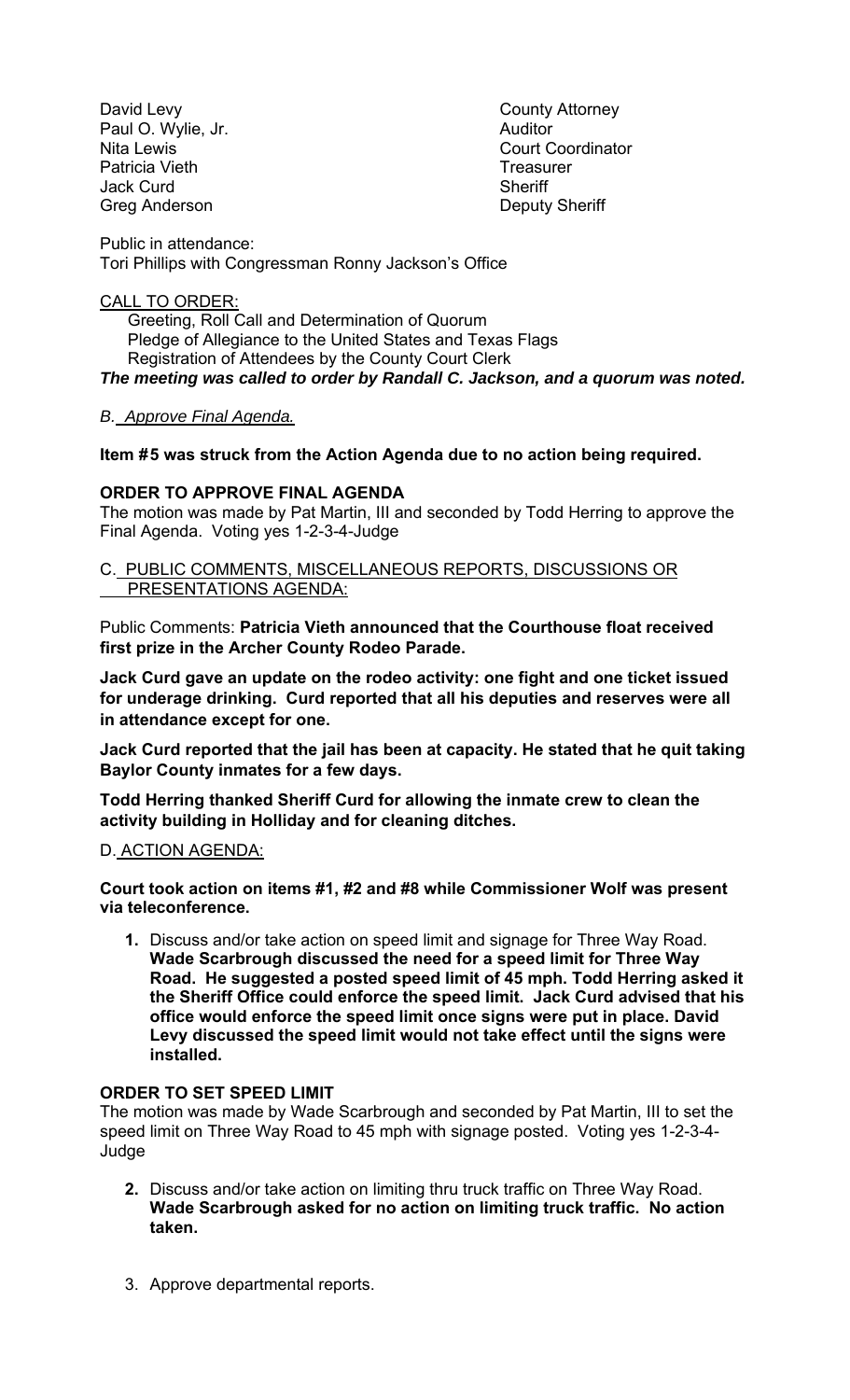| | |
|---|---|
| David Levy | County Attorney |
| Paul O. Wylie, Jr. | Auditor |
| Nita Lewis | Court Coordinator |
| Patricia Vieth | Treasurer |
| Jack Curd | Sheriff |
| Greg Anderson | Deputy Sheriff |

Public in attendance:
Tori Phillips with Congressman Ronny Jackson's Office

CALL TO ORDER:

Greeting, Roll Call and Determination of Quorum
Pledge of Allegiance to the United States and Texas Flags
Registration of Attendees by the County Court Clerk

***The meeting was called to order by Randall C. Jackson, and a quorum was noted.***

*B. Approve Final Agenda.*

**Item #5 was struck from the Action Agenda due to no action being required.**

**ORDER TO APPROVE FINAL AGENDA**

The motion was made by Pat Martin, III and seconded by Todd Herring to approve the Final Agenda. Voting yes 1-2-3-4-Judge

C. PUBLIC COMMENTS, MISCELLANEOUS REPORTS, DISCUSSIONS OR PRESENTATIONS AGENDA:

Public Comments: **Patricia Vieth announced that the Courthouse float received first prize in the Archer County Rodeo Parade.**

**Jack Curd gave an update on the rodeo activity: one fight and one ticket issued for underage drinking. Curd reported that all his deputies and reserves were all in attendance except for one.**

**Jack Curd reported that the jail has been at capacity. He stated that he quit taking Baylor County inmates for a few days.**

**Todd Herring thanked Sheriff Curd for allowing the inmate crew to clean the activity building in Holliday and for cleaning ditches.**

D. ACTION AGENDA:

**Court took action on items #1, #2 and #8 while Commissioner Wolf was present via teleconference.**

1. Discuss and/or take action on speed limit and signage for Three Way Road. **Wade Scarbrough discussed the need for a speed limit for Three Way Road. He suggested a posted speed limit of 45 mph. Todd Herring asked it the Sheriff Office could enforce the speed limit. Jack Curd advised that his office would enforce the speed limit once signs were put in place. David Levy discussed the speed limit would not take effect until the signs were installed.**

**ORDER TO SET SPEED LIMIT**

The motion was made by Wade Scarbrough and seconded by Pat Martin, III to set the speed limit on Three Way Road to 45 mph with signage posted. Voting yes 1-2-3-4-Judge

2. Discuss and/or take action on limiting thru truck traffic on Three Way Road. **Wade Scarbrough asked for no action on limiting truck traffic. No action taken.**

3. Approve departmental reports.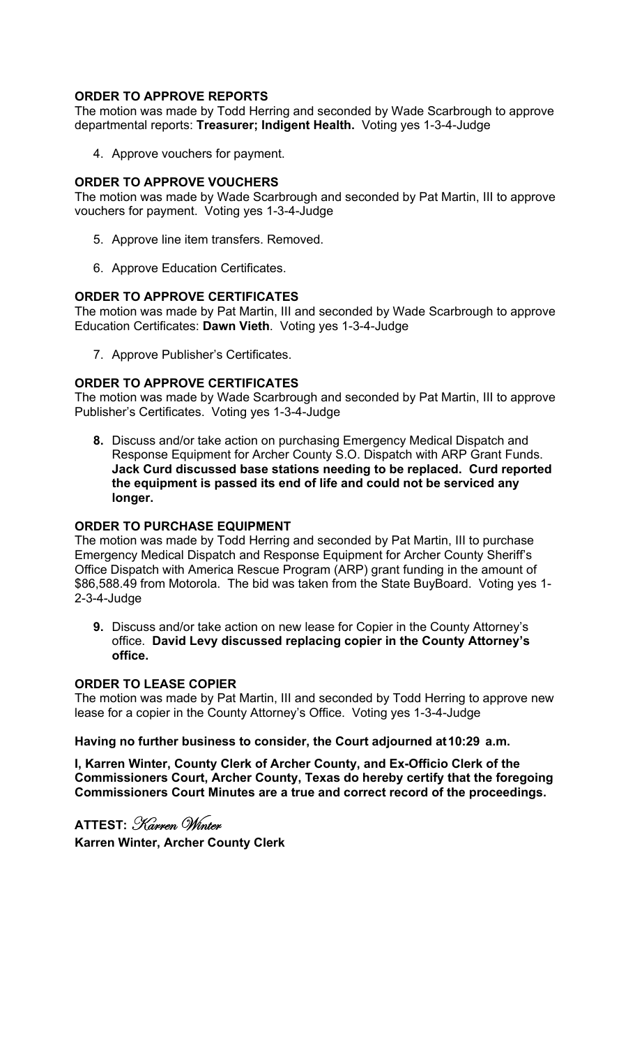**ORDER TO APPROVE REPORTS**

The motion was made by Todd Herring and seconded by Wade Scarbrough to approve departmental reports: **Treasurer; Indigent Health.** Voting yes 1-3-4-Judge

4. Approve vouchers for payment.

**ORDER TO APPROVE VOUCHERS**

The motion was made by Wade Scarbrough and seconded by Pat Martin, III to approve vouchers for payment. Voting yes 1-3-4-Judge

5. Approve line item transfers. Removed.

6. Approve Education Certificates.

**ORDER TO APPROVE CERTIFICATES**

The motion was made by Pat Martin, III and seconded by Wade Scarbrough to approve Education Certificates: **Dawn Vieth**. Voting yes 1-3-4-Judge

7. Approve Publisher's Certificates.

**ORDER TO APPROVE CERTIFICATES**

The motion was made by Wade Scarbrough and seconded by Pat Martin, III to approve Publisher's Certificates. Voting yes 1-3-4-Judge

**8.** Discuss and/or take action on purchasing Emergency Medical Dispatch and Response Equipment for Archer County S.O. Dispatch with ARP Grant Funds. **Jack Curd discussed base stations needing to be replaced. Curd reported the equipment is passed its end of life and could not be serviced any longer.**

**ORDER TO PURCHASE EQUIPMENT**

The motion was made by Todd Herring and seconded by Pat Martin, III to purchase Emergency Medical Dispatch and Response Equipment for Archer County Sheriff's Office Dispatch with America Rescue Program (ARP) grant funding in the amount of $86,588.49 from Motorola. The bid was taken from the State BuyBoard. Voting yes 1-2-3-4-Judge

**9.** Discuss and/or take action on new lease for Copier in the County Attorney's office. **David Levy discussed replacing copier in the County Attorney's office.**

**ORDER TO LEASE COPIER**

The motion was made by Pat Martin, III and seconded by Todd Herring to approve new lease for a copier in the County Attorney's Office. Voting yes 1-3-4-Judge

**Having no further business to consider, the Court adjourned at 10:29 a.m.**

**I, Karren Winter, County Clerk of Archer County, and Ex-Officio Clerk of the Commissioners Court, Archer County, Texas do hereby certify that the foregoing Commissioners Court Minutes are a true and correct record of the proceedings.**

**ATTEST:** *Karren Winter*

**Karren Winter, Archer County Clerk**